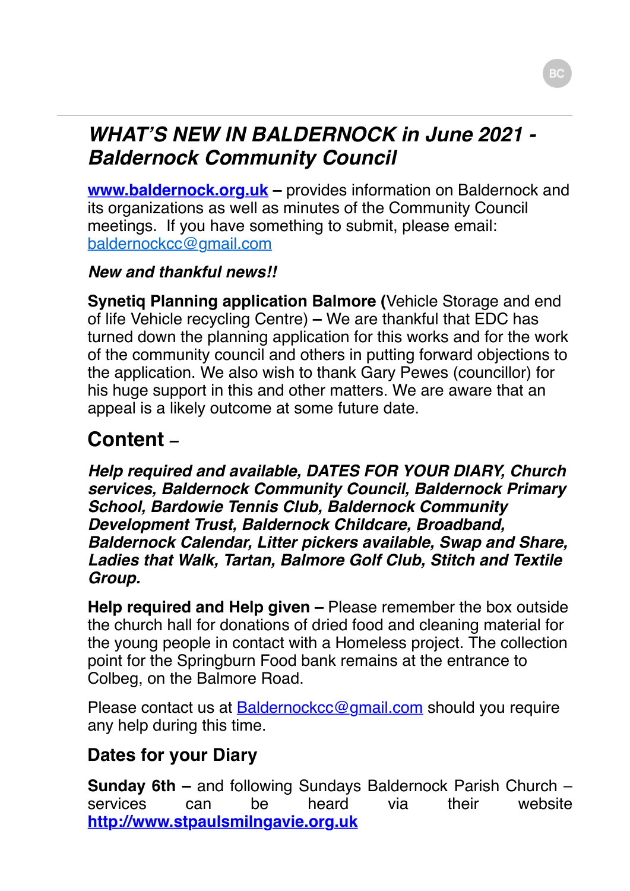# *WHAT'S NEW IN BALDERNOCK in June 2021 - Baldernock Community Council*

**www.baldernock.org.uk** **–** provides information on Baldernock and its organizations as well as minutes of the Community Council meetings. If you have something to submit, please email: baldernockcc@gmail.com

***New and thankful news!!***

**Synetiq Planning application Balmore (**Vehicle Storage and end of life Vehicle recycling Centre) **–** We are thankful that EDC has turned down the planning application for this works and for the work of the community council and others in putting forward objections to the application. We also wish to thank Gary Pewes (councillor) for his huge support in this and other matters. We are aware that an appeal is a likely outcome at some future date.

## Content –

***Help required and available, DATES FOR YOUR DIARY, Church services, Baldernock Community Council, Baldernock Primary School, Bardowie Tennis Club, Baldernock Community Development Trust, Baldernock Childcare, Broadband, Baldernock Calendar, Litter pickers available, Swap and Share, Ladies that Walk, Tartan, Balmore Golf Club, Stitch and Textile Group.***

**Help required and Help given –** Please remember the box outside the church hall for donations of dried food and cleaning material for the young people in contact with a Homeless project. The collection point for the Springburn Food bank remains at the entrance to Colbeg, on the Balmore Road.

Please contact us at Baldernockcc@gmail.com should you require any help during this time.

### Dates for your Diary

**Sunday 6th –** and following Sundays Baldernock Parish Church – services can be heard via their website **http://www.stpaulsmilngavie.org.uk**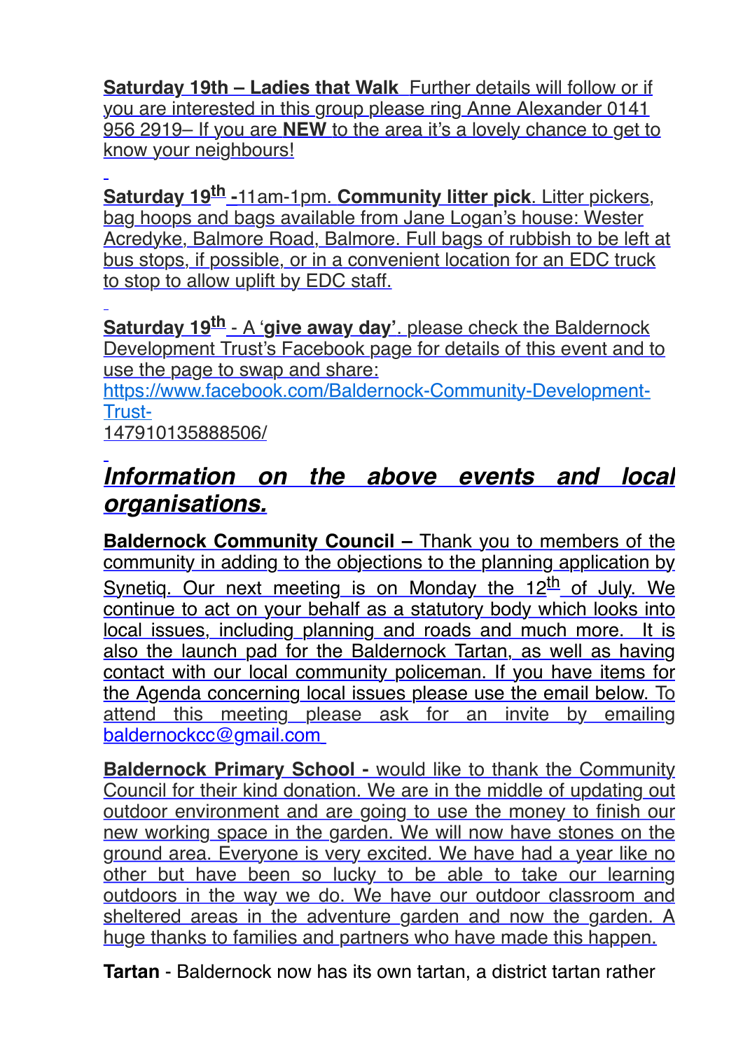**Saturday 19th – Ladies that Walk** Further details will follow or if you are interested in this group please ring Anne Alexander 0141 956 2919– If you are **NEW** to the area it's a lovely chance to get to know your neighbours!

**Saturday 19th** -11am-1pm. **Community litter pick**. Litter pickers, bag hoops and bags available from Jane Logan's house: Wester Acredyke, Balmore Road, Balmore. Full bags of rubbish to be left at bus stops, if possible, or in a convenient location for an EDC truck to stop to allow uplift by EDC staff.

**Saturday 19th** - A '**give away day**'. please check the Baldernock Development Trust's Facebook page for details of this event and to use the page to swap and share: https://www.facebook.com/Baldernock-Community-Development-Trust-147910135888506/

## ***Information on the above events and local organisations.***

**Baldernock Community Council –** Thank you to members of the community in adding to the objections to the planning application by Synetiq. Our next meeting is on Monday the 12th of July. We continue to act on your behalf as a statutory body which looks into local issues, including planning and roads and much more. It is also the launch pad for the Baldernock Tartan, as well as having contact with our local community policeman. If you have items for the Agenda concerning local issues please use the email below. To attend this meeting please ask for an invite by emailing baldernockcc@gmail.com

**Baldernock Primary School -** would like to thank the Community Council for their kind donation. We are in the middle of updating out outdoor environment and are going to use the money to finish our new working space in the garden. We will now have stones on the ground area. Everyone is very excited. We have had a year like no other but have been so lucky to be able to take our learning outdoors in the way we do. We have our outdoor classroom and sheltered areas in the adventure garden and now the garden. A huge thanks to families and partners who have made this happen.

**Tartan** - Baldernock now has its own tartan, a district tartan rather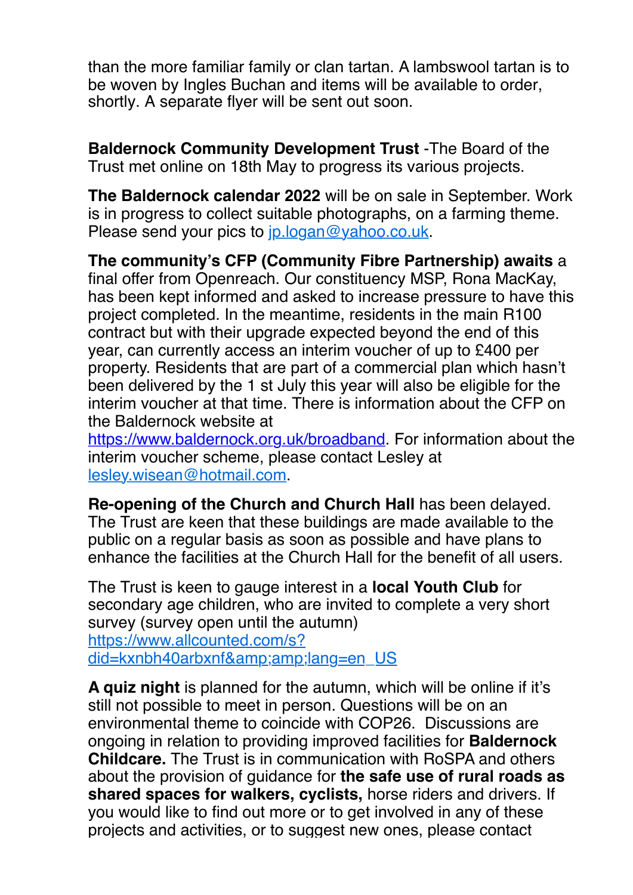than the more familiar family or clan tartan. A lambswool tartan is to be woven by Ingles Buchan and items will be available to order, shortly. A separate flyer will be sent out soon.

**Baldernock Community Development Trust** -The Board of the Trust met online on 18th May to progress its various projects.

**The Baldernock calendar 2022** will be on sale in September. Work is in progress to collect suitable photographs, on a farming theme. Please send your pics to jp.logan@yahoo.co.uk.

**The community's CFP (Community Fibre Partnership) awaits** a final offer from Openreach. Our constituency MSP, Rona MacKay, has been kept informed and asked to increase pressure to have this project completed. In the meantime, residents in the main R100 contract but with their upgrade expected beyond the end of this year, can currently access an interim voucher of up to £400 per property. Residents that are part of a commercial plan which hasn't been delivered by the 1 st July this year will also be eligible for the interim voucher at that time. There is information about the CFP on the Baldernock website at https://www.baldernock.org.uk/broadband. For information about the interim voucher scheme, please contact Lesley at lesley.wisean@hotmail.com.

**Re-opening of the Church and Church Hall** has been delayed. The Trust are keen that these buildings are made available to the public on a regular basis as soon as possible and have plans to enhance the facilities at the Church Hall for the benefit of all users.

The Trust is keen to gauge interest in a **local Youth Club** for secondary age children, who are invited to complete a very short survey (survey open until the autumn) https://www.allcounted.com/s?did=kxnbh40arbxnf&amp;amp;lang=en_US

**A quiz night** is planned for the autumn, which will be online if it's still not possible to meet in person. Questions will be on an environmental theme to coincide with COP26. Discussions are ongoing in relation to providing improved facilities for **Baldernock Childcare.** The Trust is in communication with RoSPA and others about the provision of guidance for **the safe use of rural roads as shared spaces for walkers, cyclists,** horse riders and drivers. If you would like to find out more or to get involved in any of these projects and activities, or to suggest new ones, please contact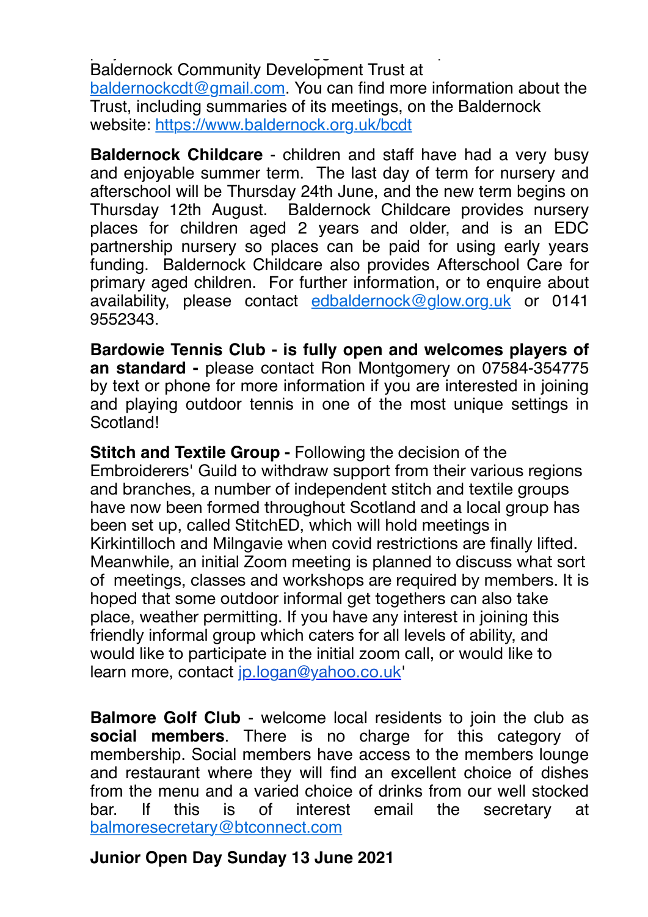Baldernock Community Development Trust at baldernockcdt@gmail.com. You can find more information about the Trust, including summaries of its meetings, on the Baldernock website: https://www.baldernock.org.uk/bcdt

**Baldernock Childcare** - children and staff have had a very busy and enjoyable summer term. The last day of term for nursery and afterschool will be Thursday 24th June, and the new term begins on Thursday 12th August. Baldernock Childcare provides nursery places for children aged 2 years and older, and is an EDC partnership nursery so places can be paid for using early years funding. Baldernock Childcare also provides Afterschool Care for primary aged children. For further information, or to enquire about availability, please contact edbaldernock@glow.org.uk or 0141 9552343.

**Bardowie Tennis Club - is fully open and welcomes players of an standard -** please contact Ron Montgomery on 07584-354775 by text or phone for more information if you are interested in joining and playing outdoor tennis in one of the most unique settings in Scotland!

**Stitch and Textile Group -** Following the decision of the Embroiderers' Guild to withdraw support from their various regions and branches, a number of independent stitch and textile groups have now been formed throughout Scotland and a local group has been set up, called StitchED, which will hold meetings in Kirkintilloch and Milngavie when covid restrictions are finally lifted. Meanwhile, an initial Zoom meeting is planned to discuss what sort of meetings, classes and workshops are required by members. It is hoped that some outdoor informal get togethers can also take place, weather permitting. If you have any interest in joining this friendly informal group which caters for all levels of ability, and would like to participate in the initial zoom call, or would like to learn more, contact jp.logan@yahoo.co.uk'

**Balmore Golf Club** - welcome local residents to join the club as **social members**. There is no charge for this category of membership. Social members have access to the members lounge and restaurant where they will find an excellent choice of dishes from the menu and a varied choice of drinks from our well stocked bar. If this is of interest email the secretary at balmoresecretary@btconnect.com

**Junior Open Day Sunday 13 June 2021**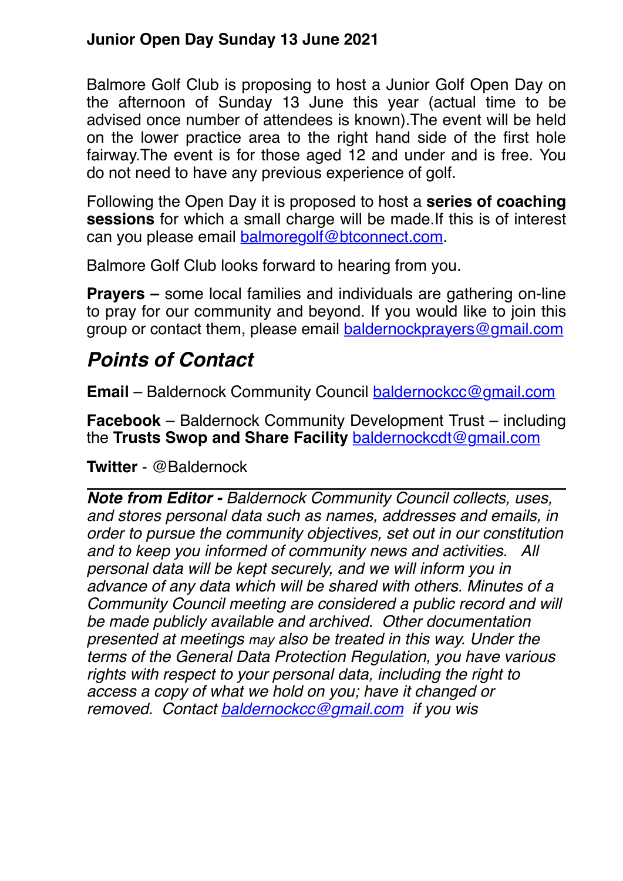**Junior Open Day Sunday 13 June 2021**

Balmore Golf Club is proposing to host a Junior Golf Open Day on the afternoon of Sunday 13 June this year (actual time to be advised once number of attendees is known).The event will be held on the lower practice area to the right hand side of the first hole fairway.The event is for those aged 12 and under and is free. You do not need to have any previous experience of golf.

Following the Open Day it is proposed to host a **series of coaching sessions** for which a small charge will be made.If this is of interest can you please email balmoregolf@btconnect.com.

Balmore Golf Club looks forward to hearing from you.

**Prayers –** some local families and individuals are gathering on-line to pray for our community and beyond. If you would like to join this group or contact them, please email baldernockprayers@gmail.com

## *Points of Contact*

**Email** – Baldernock Community Council baldernockcc@gmail.com

**Facebook** – Baldernock Community Development Trust – including the **Trusts Swop and Share Facility** baldernockcdt@gmail.com

**Twitter** - @Baldernock

---

***Note from Editor -*** *Baldernock Community Council collects, uses, and stores personal data such as names, addresses and emails, in order to pursue the community objectives, set out in our constitution and to keep you informed of community news and activities. All personal data will be kept securely, and we will inform you in advance of any data which will be shared with others. Minutes of a Community Council meeting are considered a public record and will be made publicly available and archived. Other documentation presented at meetings may also be treated in this way. Under the terms of the General Data Protection Regulation, you have various rights with respect to your personal data, including the right to access a copy of what we hold on you; have it changed or removed. Contact baldernockcc@gmail.com if you wis*